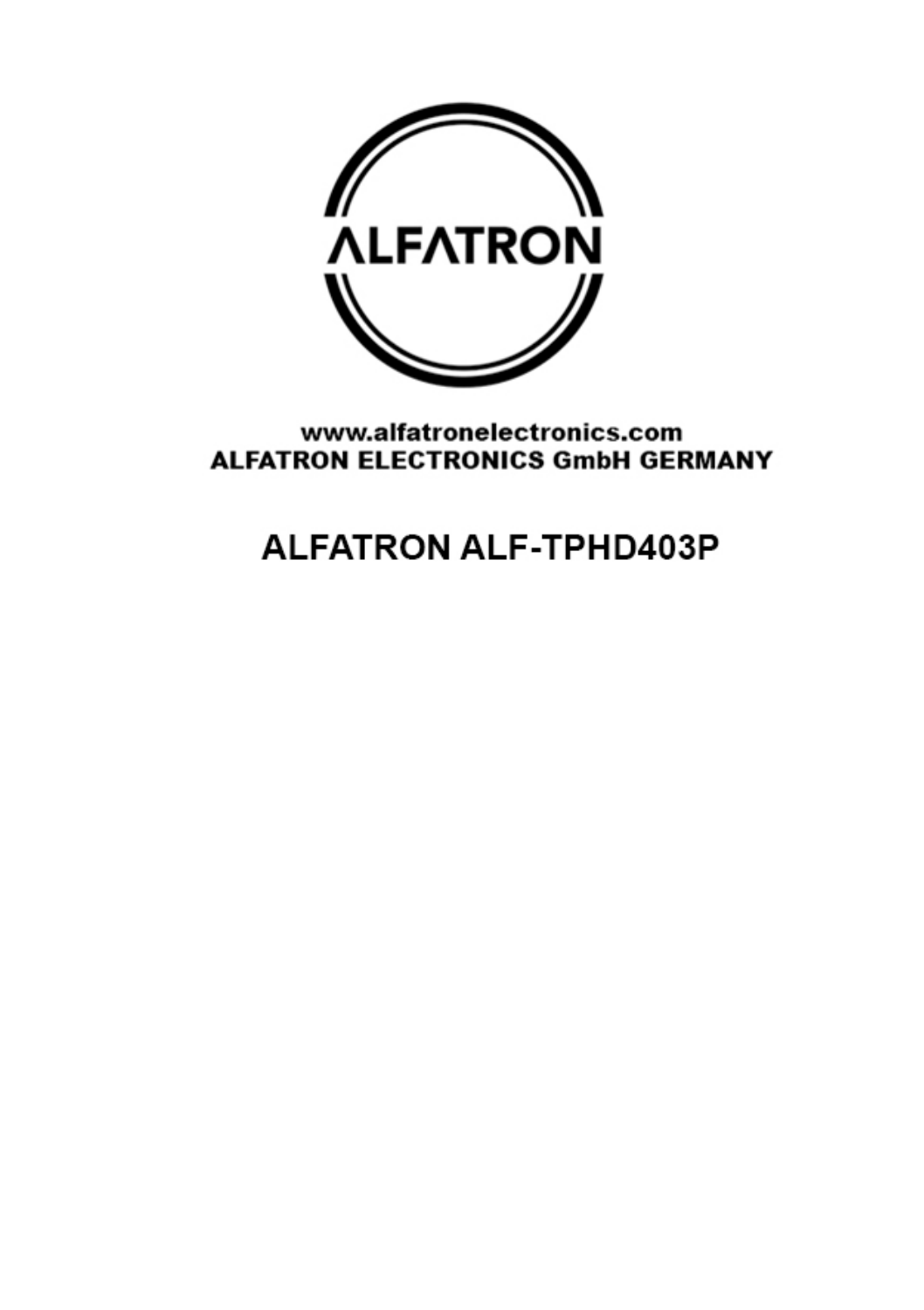ALFATRON

www.alfatronelectronics.com
**ALFATRON ELECTRONICS GmbH GERMANY**

# ALFATRON ALF-TPHD403P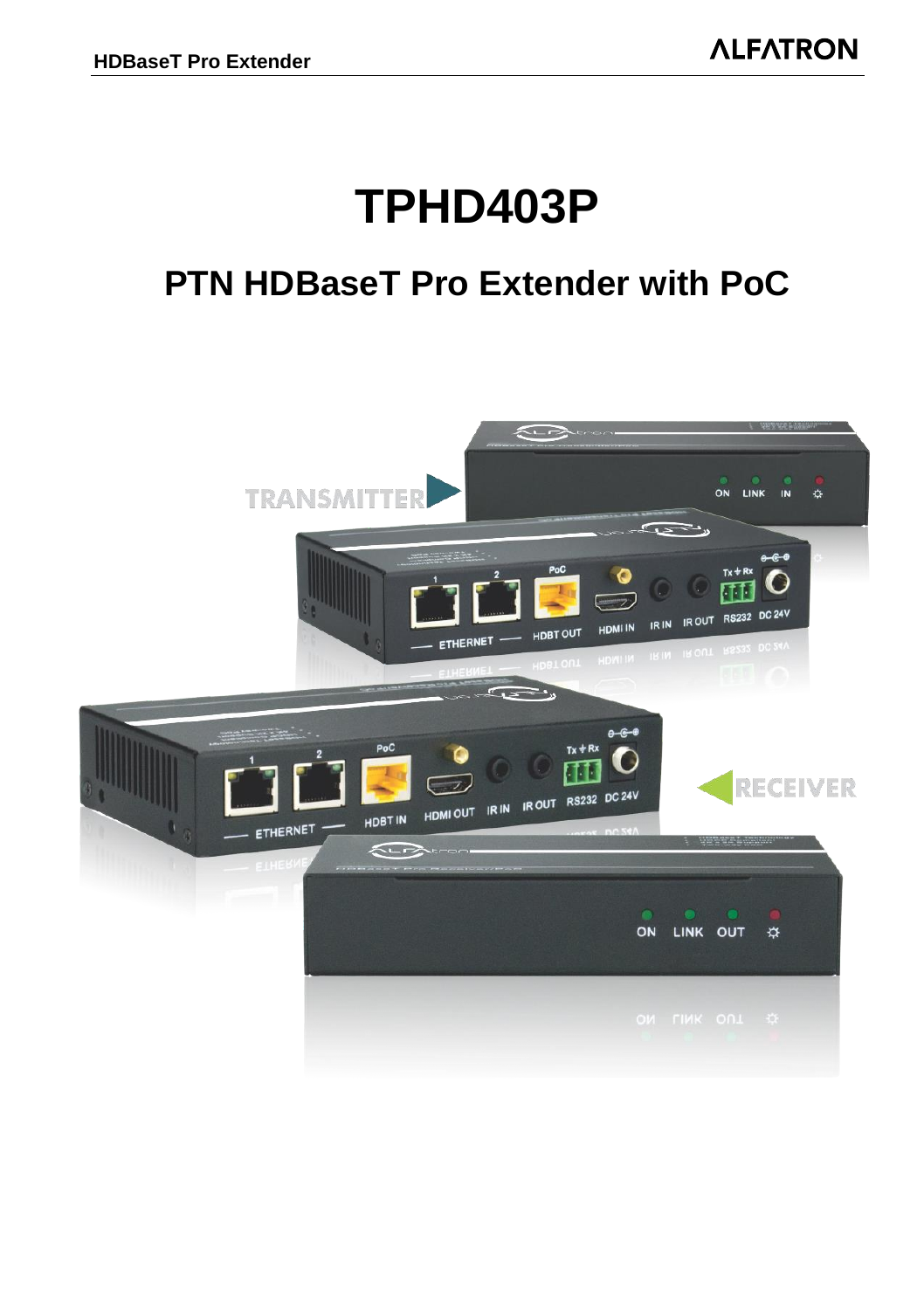# TPHD403P

## PTN HDBaseT Pro Extender with PoC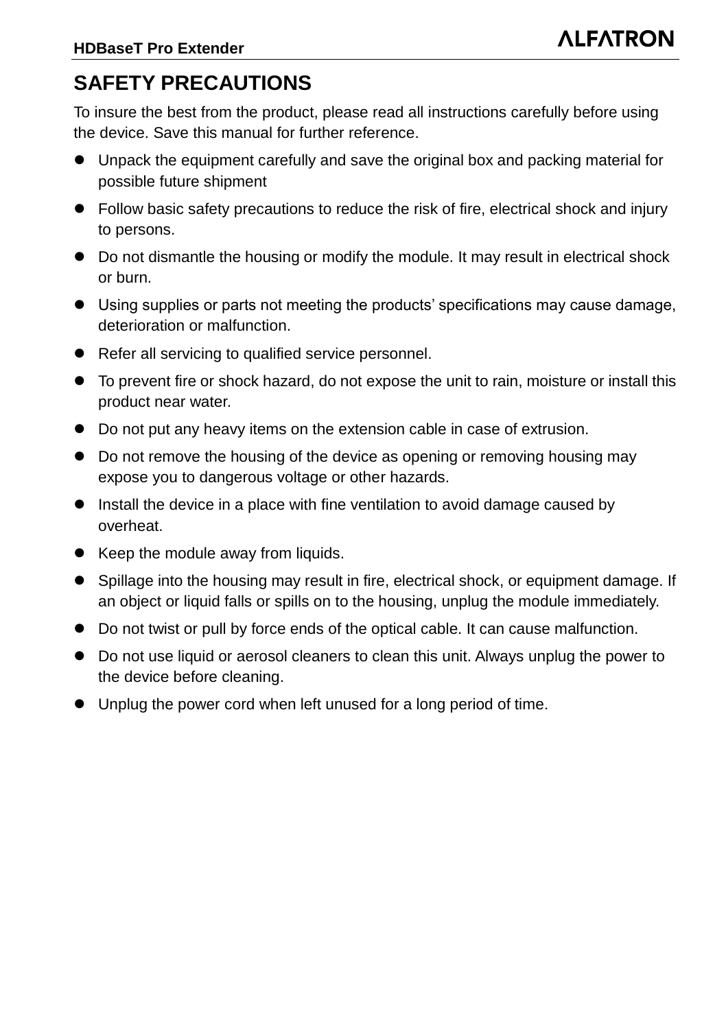# SAFETY PRECAUTIONS

To insure the best from the product, please read all instructions carefully before using the device. Save this manual for further reference.

- Unpack the equipment carefully and save the original box and packing material for possible future shipment
- Follow basic safety precautions to reduce the risk of fire, electrical shock and injury to persons.
- Do not dismantle the housing or modify the module. It may result in electrical shock or burn.
- Using supplies or parts not meeting the products' specifications may cause damage, deterioration or malfunction.
- Refer all servicing to qualified service personnel.
- To prevent fire or shock hazard, do not expose the unit to rain, moisture or install this product near water.
- Do not put any heavy items on the extension cable in case of extrusion.
- Do not remove the housing of the device as opening or removing housing may expose you to dangerous voltage or other hazards.
- Install the device in a place with fine ventilation to avoid damage caused by overheat.
- Keep the module away from liquids.
- Spillage into the housing may result in fire, electrical shock, or equipment damage. If an object or liquid falls or spills on to the housing, unplug the module immediately.
- Do not twist or pull by force ends of the optical cable. It can cause malfunction.
- Do not use liquid or aerosol cleaners to clean this unit. Always unplug the power to the device before cleaning.
- Unplug the power cord when left unused for a long period of time.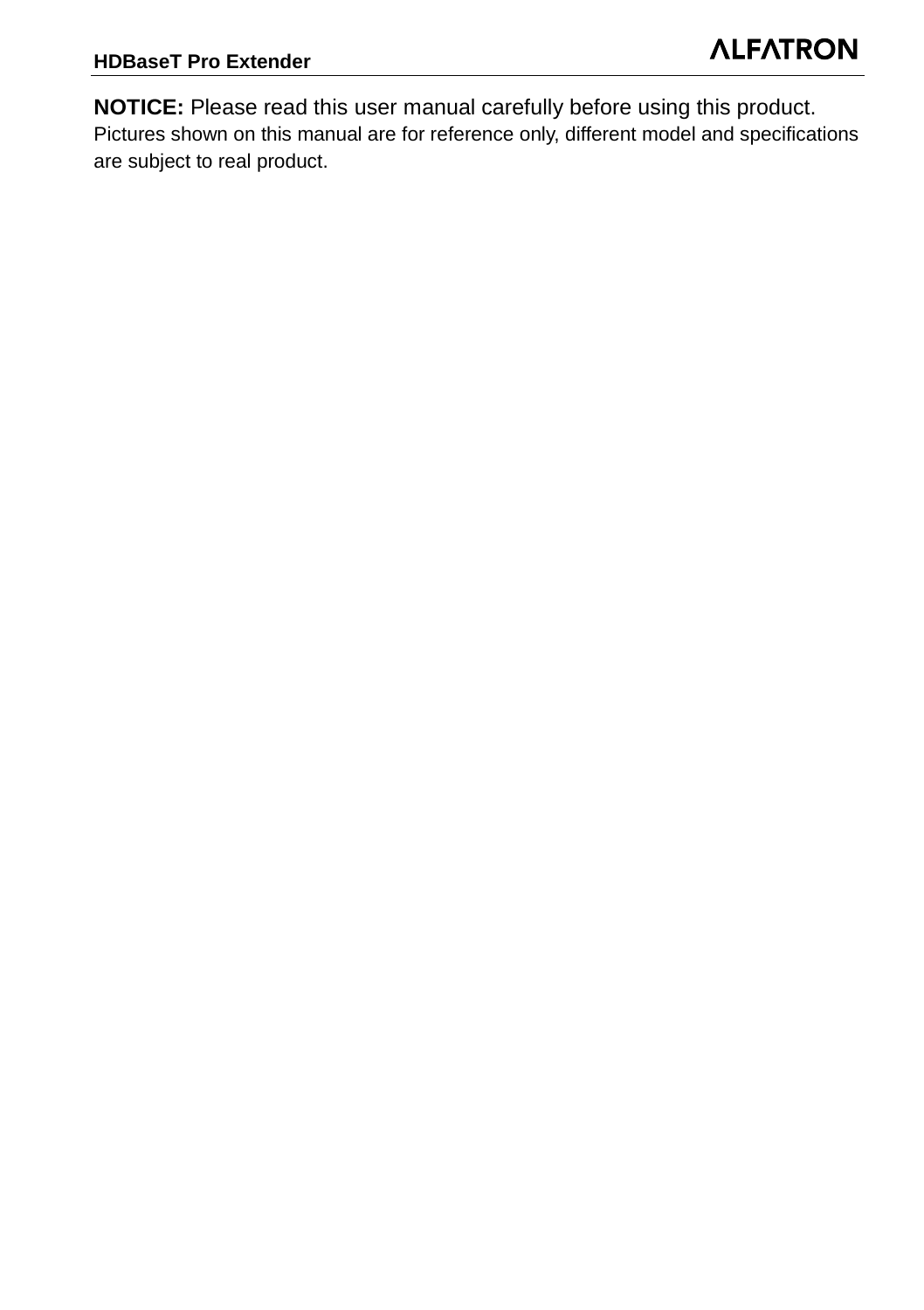**NOTICE:** Please read this user manual carefully before using this product. Pictures shown on this manual are for reference only, different model and specifications are subject to real product.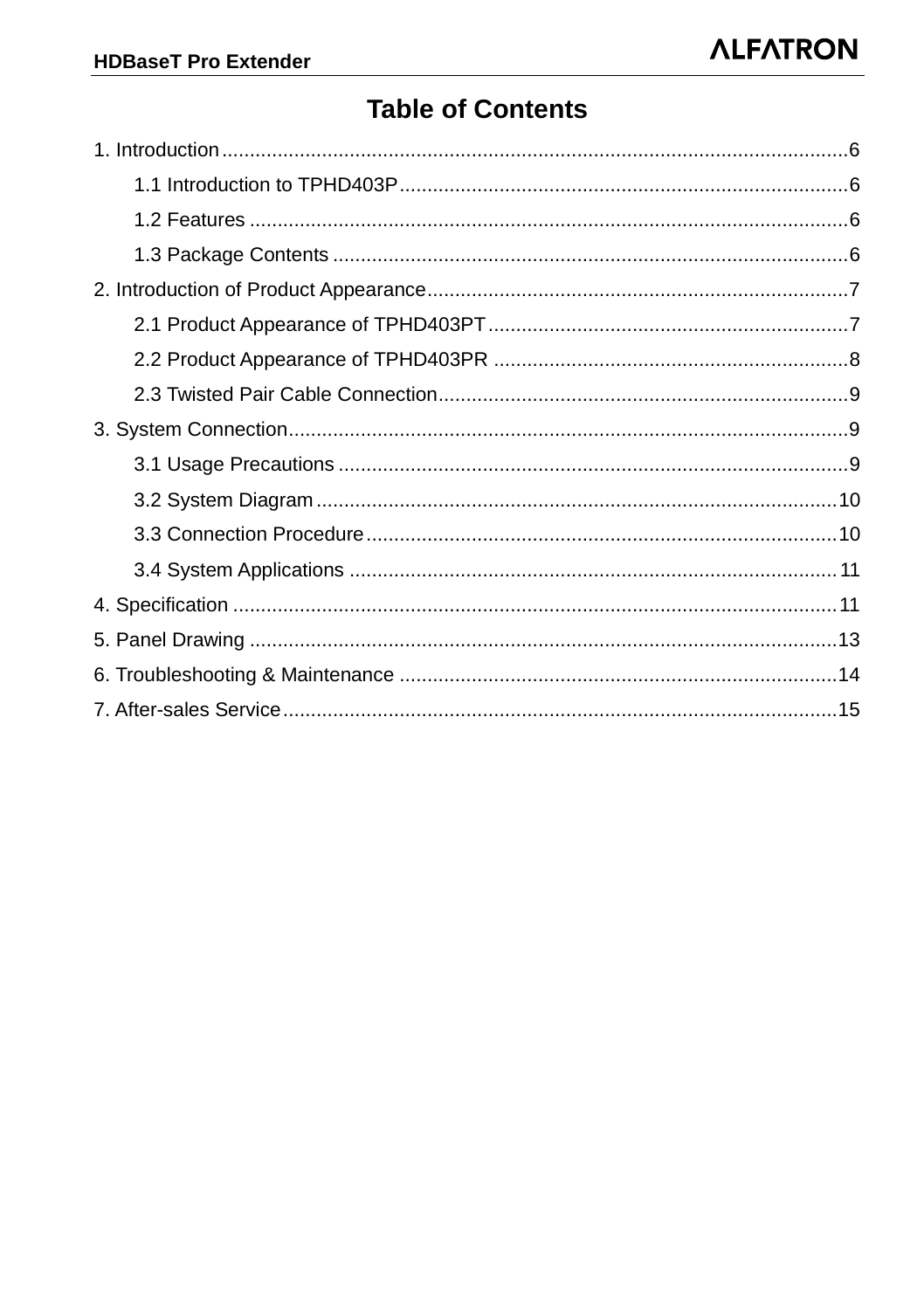# Table of Contents

1. Introduction....................................................................................................6
    - 1.1 Introduction to TPHD403P................................................................................6
    - 1.2 Features ..........................................................................................................6
    - 1.3 Package Contents ............................................................................................6
2. Introduction of Product Appearance...........................................................................7
    - 2.1 Product Appearance of TPHD403PT................................................................7
    - 2.2 Product Appearance of TPHD403PR ...............................................................8
    - 2.3 Twisted Pair Cable Connection.........................................................................9
3. System Connection...................................................................................................9
    - 3.1 Usage Precautions ..........................................................................................9
    - 3.2 System Diagram .............................................................................................10
    - 3.3 Connection Procedure....................................................................................10
    - 3.4 System Applications ......................................................................................11
4. Specification ...........................................................................................................11
5. Panel Drawing .........................................................................................................13
6. Troubleshooting & Maintenance ..............................................................................14
7. After-sales Service...................................................................................................15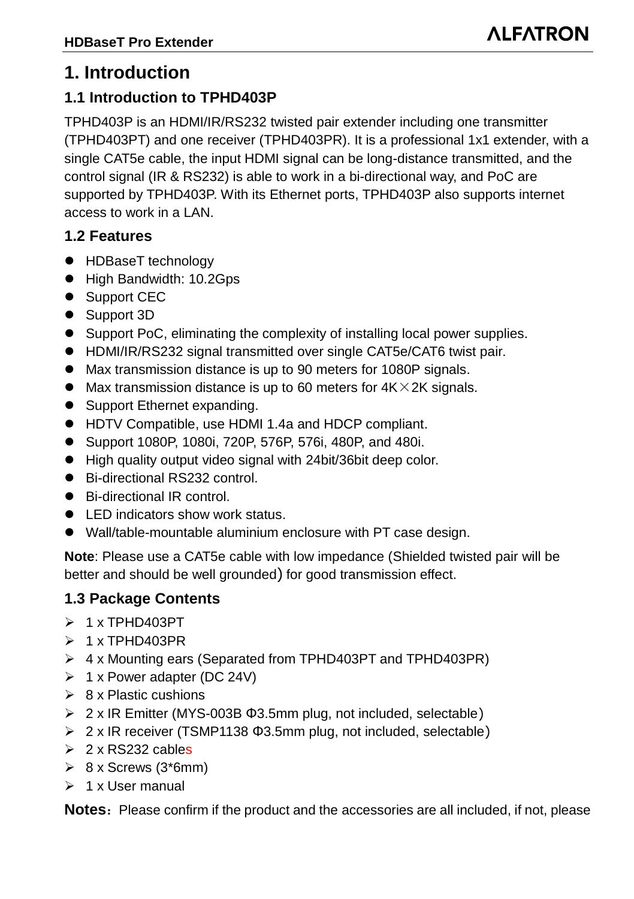# 1. Introduction

## 1.1 Introduction to TPHD403P

TPHD403P is an HDMI/IR/RS232 twisted pair extender including one transmitter (TPHD403PT) and one receiver (TPHD403PR). It is a professional 1x1 extender, with a single CAT5e cable, the input HDMI signal can be long-distance transmitted, and the control signal (IR & RS232) is able to work in a bi-directional way, and PoC are supported by TPHD403P. With its Ethernet ports, TPHD403P also supports internet access to work in a LAN.

## 1.2 Features

- HDBaseT technology
- High Bandwidth: 10.2Gps
- Support CEC
- Support 3D
- Support PoC, eliminating the complexity of installing local power supplies.
- HDMI/IR/RS232 signal transmitted over single CAT5e/CAT6 twist pair.
- Max transmission distance is up to 90 meters for 1080P signals.
- Max transmission distance is up to 60 meters for 4K×2K signals.
- Support Ethernet expanding.
- HDTV Compatible, use HDMI 1.4a and HDCP compliant.
- Support 1080P, 1080i, 720P, 576P, 576i, 480P, and 480i.
- High quality output video signal with 24bit/36bit deep color.
- Bi-directional RS232 control.
- Bi-directional IR control.
- LED indicators show work status.
- Wall/table-mountable aluminium enclosure with PT case design.

**Note**: Please use a CAT5e cable with low impedance (Shielded twisted pair will be better and should be well grounded) for good transmission effect.

## 1.3 Package Contents

- 1 x TPHD403PT
- 1 x TPHD403PR
- 4 x Mounting ears (Separated from TPHD403PT and TPHD403PR)
- 1 x Power adapter (DC 24V)
- 8 x Plastic cushions
- 2 x IR Emitter (MYS-003B Φ3.5mm plug, not included, selectable)
- 2 x IR receiver (TSMP1138 Φ3.5mm plug, not included, selectable)
- 2 x RS232 cables
- 8 x Screws (3*6mm)
- 1 x User manual

**Notes**：Please confirm if the product and the accessories are all included, if not, please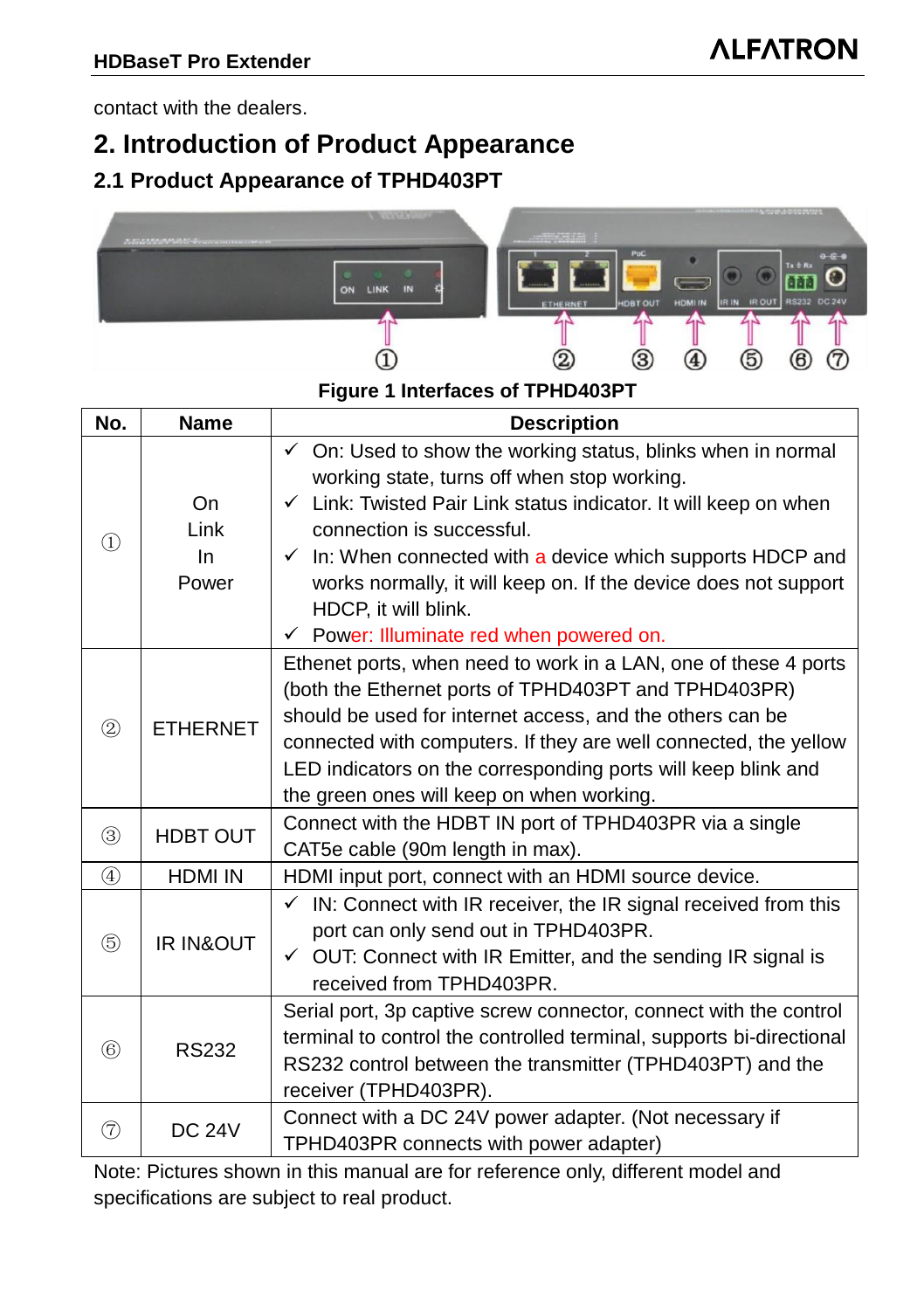contact with the dealers.

# 2. Introduction of Product Appearance

## 2.1 Product Appearance of TPHD403PT

Figure 1 Interfaces of TPHD403PT

| No. | Name | Description |
|---|---|---|
| ① | On<br>Link<br>In<br>Power | ✓ On: Used to show the working status, blinks when in normal working state, turns off when stop working.<br>✓ Link: Twisted Pair Link status indicator. It will keep on when connection is successful.<br>✓ In: When connected with a device which supports HDCP and works normally, it will keep on. If the device does not support HDCP, it will blink.<br>✓ Power: Illuminate red when powered on. |
| ② | ETHERNET | Ethenet ports, when need to work in a LAN, one of these 4 ports (both the Ethernet ports of TPHD403PT and TPHD403PR) should be used for internet access, and the others can be connected with computers. If they are well connected, the yellow LED indicators on the corresponding ports will keep blink and the green ones will keep on when working. |
| ③ | HDBT OUT | Connect with the HDBT IN port of TPHD403PR via a single CAT5e cable (90m length in max). |
| ④ | HDMI IN | HDMI input port, connect with an HDMI source device. |
| ⑤ | IR IN&OUT | ✓ IN: Connect with IR receiver, the IR signal received from this port can only send out in TPHD403PR.<br>✓ OUT: Connect with IR Emitter, and the sending IR signal is received from TPHD403PR. |
| ⑥ | RS232 | Serial port, 3p captive screw connector, connect with the control terminal to control the controlled terminal, supports bi-directional RS232 control between the transmitter (TPHD403PT) and the receiver (TPHD403PR). |
| ⑦ | DC 24V | Connect with a DC 24V power adapter. (Not necessary if TPHD403PR connects with power adapter) |

Note: Pictures shown in this manual are for reference only, different model and specifications are subject to real product.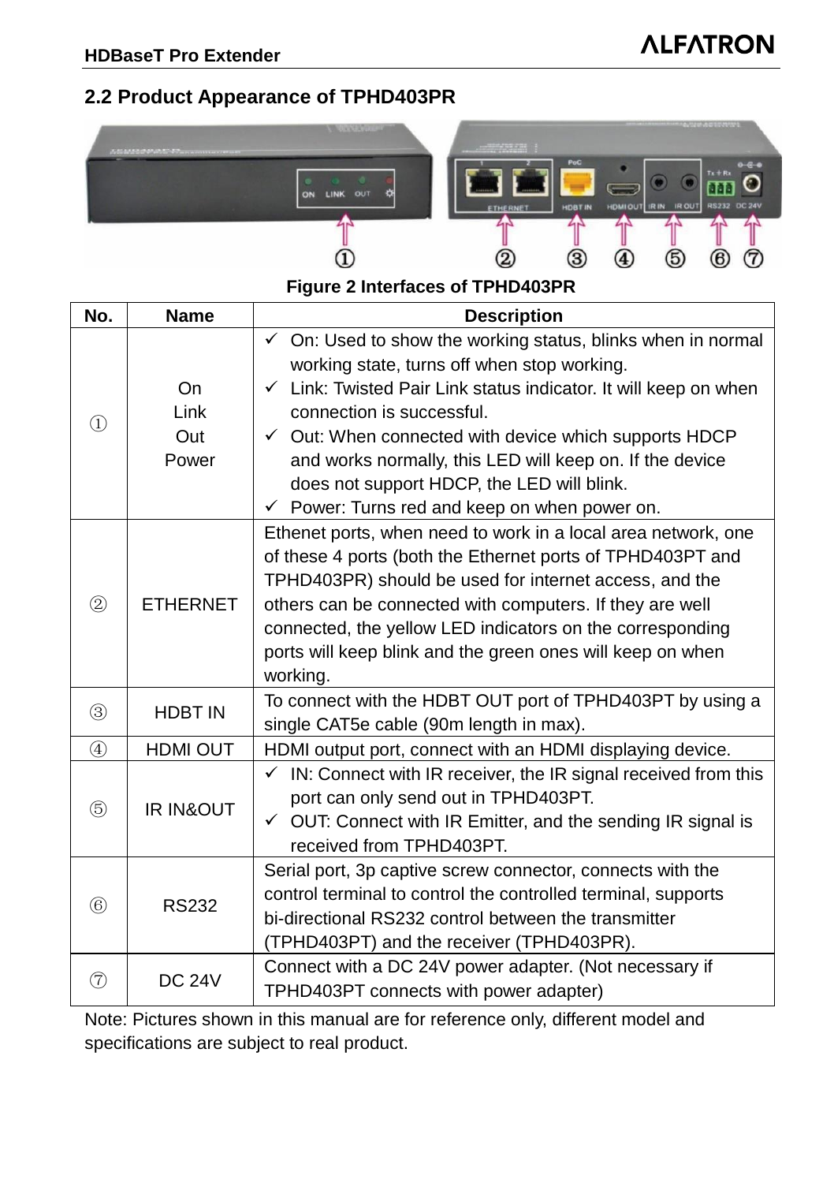## 2.2 Product Appearance of TPHD403PR

**Figure 2 Interfaces of TPHD403PR**

| No. | Name | Description |
|---|---|---|
| ① | On<br>Link<br>Out<br>Power | ✓ On: Used to show the working status, blinks when in normal working state, turns off when stop working.<br>✓ Link: Twisted Pair Link status indicator. It will keep on when connection is successful.<br>✓ Out: When connected with device which supports HDCP and works normally, this LED will keep on. If the device does not support HDCP, the LED will blink.<br>✓ Power: Turns red and keep on when power on. |
| ② | ETHERNET | Ethenet ports, when need to work in a local area network, one of these 4 ports (both the Ethernet ports of TPHD403PT and TPHD403PR) should be used for internet access, and the others can be connected with computers. If they are well connected, the yellow LED indicators on the corresponding ports will keep blink and the green ones will keep on when working. |
| ③ | HDBT IN | To connect with the HDBT OUT port of TPHD403PT by using a single CAT5e cable (90m length in max). |
| ④ | HDMI OUT | HDMI output port, connect with an HDMI displaying device. |
| ⑤ | IR IN&OUT | ✓ IN: Connect with IR receiver, the IR signal received from this port can only send out in TPHD403PT.<br>✓ OUT: Connect with IR Emitter, and the sending IR signal is received from TPHD403PT. |
| ⑥ | RS232 | Serial port, 3p captive screw connector, connects with the control terminal to control the controlled terminal, supports bi-directional RS232 control between the transmitter (TPHD403PT) and the receiver (TPHD403PR). |
| ⑦ | DC 24V | Connect with a DC 24V power adapter. (Not necessary if TPHD403PT connects with power adapter) |

Note: Pictures shown in this manual are for reference only, different model and specifications are subject to real product.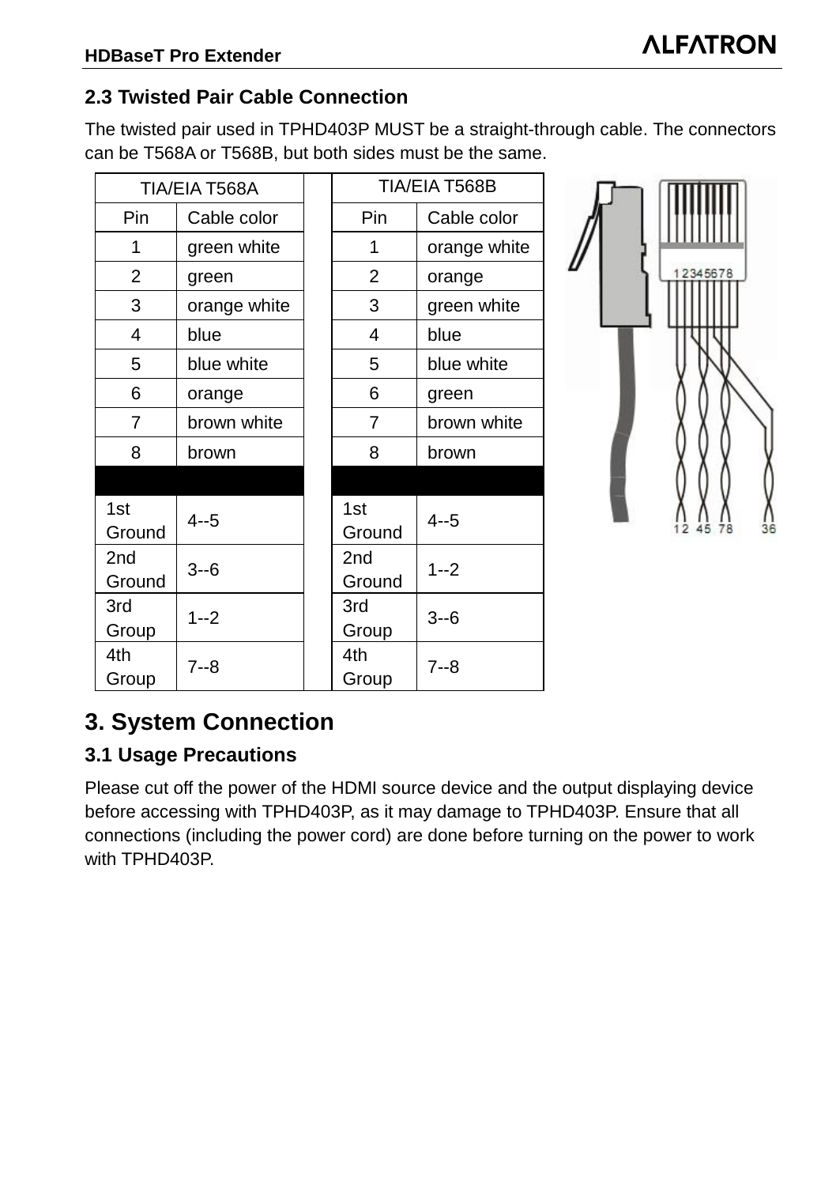## 2.3 Twisted Pair Cable Connection

The twisted pair used in TPHD403P MUST be a straight-through cable. The connectors can be T568A or T568B, but both sides must be the same.

| TIA/EIA T568A | | | TIA/EIA T568B | |
|---|---|---|---|---|
| Pin | Cable color | | Pin | Cable color |
| 1 | green white | | 1 | orange white |
| 2 | green | | 2 | orange |
| 3 | orange white | | 3 | green white |
| 4 | blue | | 4 | blue |
| 5 | blue white | | 5 | blue white |
| 6 | orange | | 6 | green |
| 7 | brown white | | 7 | brown white |
| 8 | brown | | 8 | brown |
| | | | | |
| 1st Ground | 4--5 | | 1st Ground | 4--5 |
| 2nd Ground | 3--6 | | 2nd Ground | 1--2 |
| 3rd Group | 1--2 | | 3rd Group | 3--6 |
| 4th Group | 7--8 | | 4th Group | 7--8 |

# 3. System Connection

## 3.1 Usage Precautions

Please cut off the power of the HDMI source device and the output displaying device before accessing with TPHD403P, as it may damage to TPHD403P. Ensure that all connections (including the power cord) are done before turning on the power to work with TPHD403P.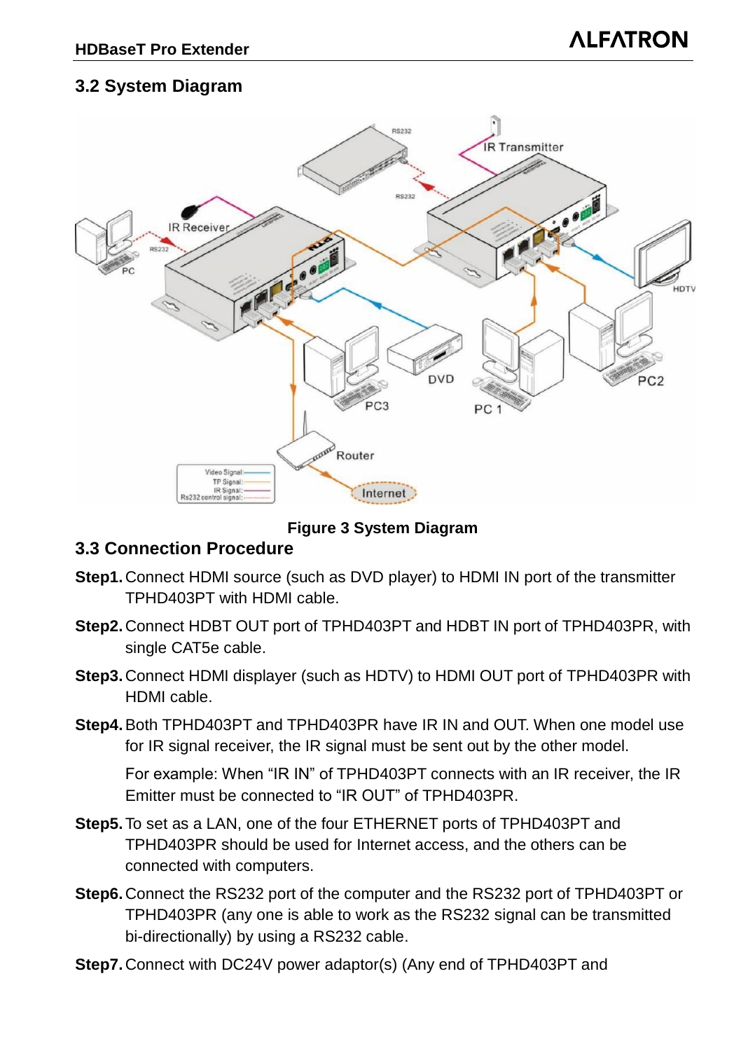## 3.2 System Diagram

Figure 3 System Diagram

## 3.3 Connection Procedure

**Step1.** Connect HDMI source (such as DVD player) to HDMI IN port of the transmitter TPHD403PT with HDMI cable.

**Step2.** Connect HDBT OUT port of TPHD403PT and HDBT IN port of TPHD403PR, with single CAT5e cable.

**Step3.** Connect HDMI displayer (such as HDTV) to HDMI OUT port of TPHD403PR with HDMI cable.

**Step4.** Both TPHD403PT and TPHD403PR have IR IN and OUT. When one model use for IR signal receiver, the IR signal must be sent out by the other model.

For example: When "IR IN" of TPHD403PT connects with an IR receiver, the IR Emitter must be connected to "IR OUT" of TPHD403PR.

**Step5.** To set as a LAN, one of the four ETHERNET ports of TPHD403PT and TPHD403PR should be used for Internet access, and the others can be connected with computers.

**Step6.** Connect the RS232 port of the computer and the RS232 port of TPHD403PT or TPHD403PR (any one is able to work as the RS232 signal can be transmitted bi-directionally) by using a RS232 cable.

**Step7.** Connect with DC24V power adaptor(s) (Any end of TPHD403PT and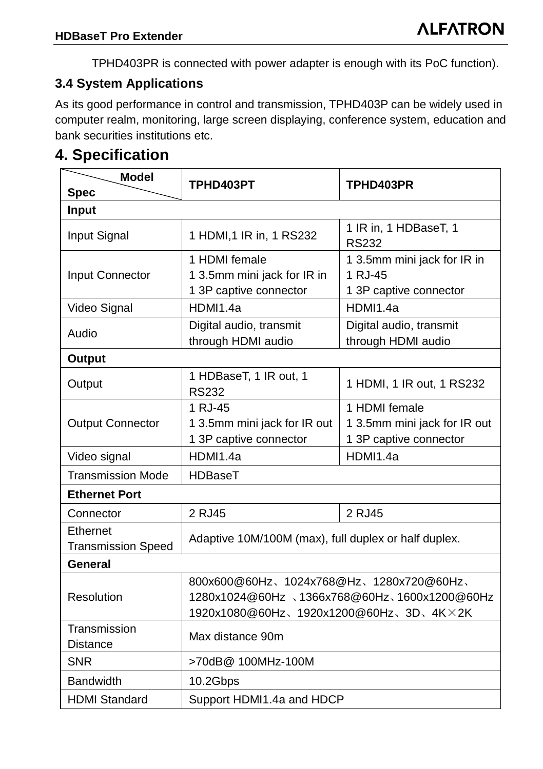TPHD403PR is connected with power adapter is enough with its PoC function).

### 3.4 System Applications

As its good performance in control and transmission, TPHD403P can be widely used in computer realm, monitoring, large screen displaying, conference system, education and bank securities institutions etc.

## 4. Specification

| Model / Spec | TPHD403PT | TPHD403PR |
|---|---|---|
| **Input** | | |
| Input Signal | 1 HDMI,1 IR in, 1 RS232 | 1 IR in, 1 HDBaseT, 1 RS232 |
| Input Connector | 1 HDMI female<br>1 3.5mm mini jack for IR in<br>1 3P captive connector | 1 3.5mm mini jack for IR in<br>1 RJ-45<br>1 3P captive connector |
| Video Signal | HDMI1.4a | HDMI1.4a |
| Audio | Digital audio, transmit through HDMI audio | Digital audio, transmit through HDMI audio |
| **Output** | | |
| Output | 1 HDBaseT, 1 IR out, 1 RS232 | 1 HDMI, 1 IR out, 1 RS232 |
| Output Connector | 1 RJ-45<br>1 3.5mm mini jack for IR out<br>1 3P captive connector | 1 HDMI female<br>1 3.5mm mini jack for IR out<br>1 3P captive connector |
| Video signal | HDMI1.4a | HDMI1.4a |
| Transmission Mode | HDBaseT | |
| **Ethernet Port** | | |
| Connector | 2 RJ45 | 2 RJ45 |
| Ethernet Transmission Speed | Adaptive 10M/100M (max), full duplex or half duplex. | |
| **General** | | |
| Resolution | 800x600@60Hz、1024x768@Hz、1280x720@60Hz、1280x1024@60Hz 、1366x768@60Hz、1600x1200@60Hz 1920x1080@60Hz、1920x1200@60Hz、3D、4K×2K | |
| Transmission Distance | Max distance 90m | |
| SNR | >70dB@ 100MHz-100M | |
| Bandwidth | 10.2Gbps | |
| HDMI Standard | Support HDMI1.4a and HDCP | |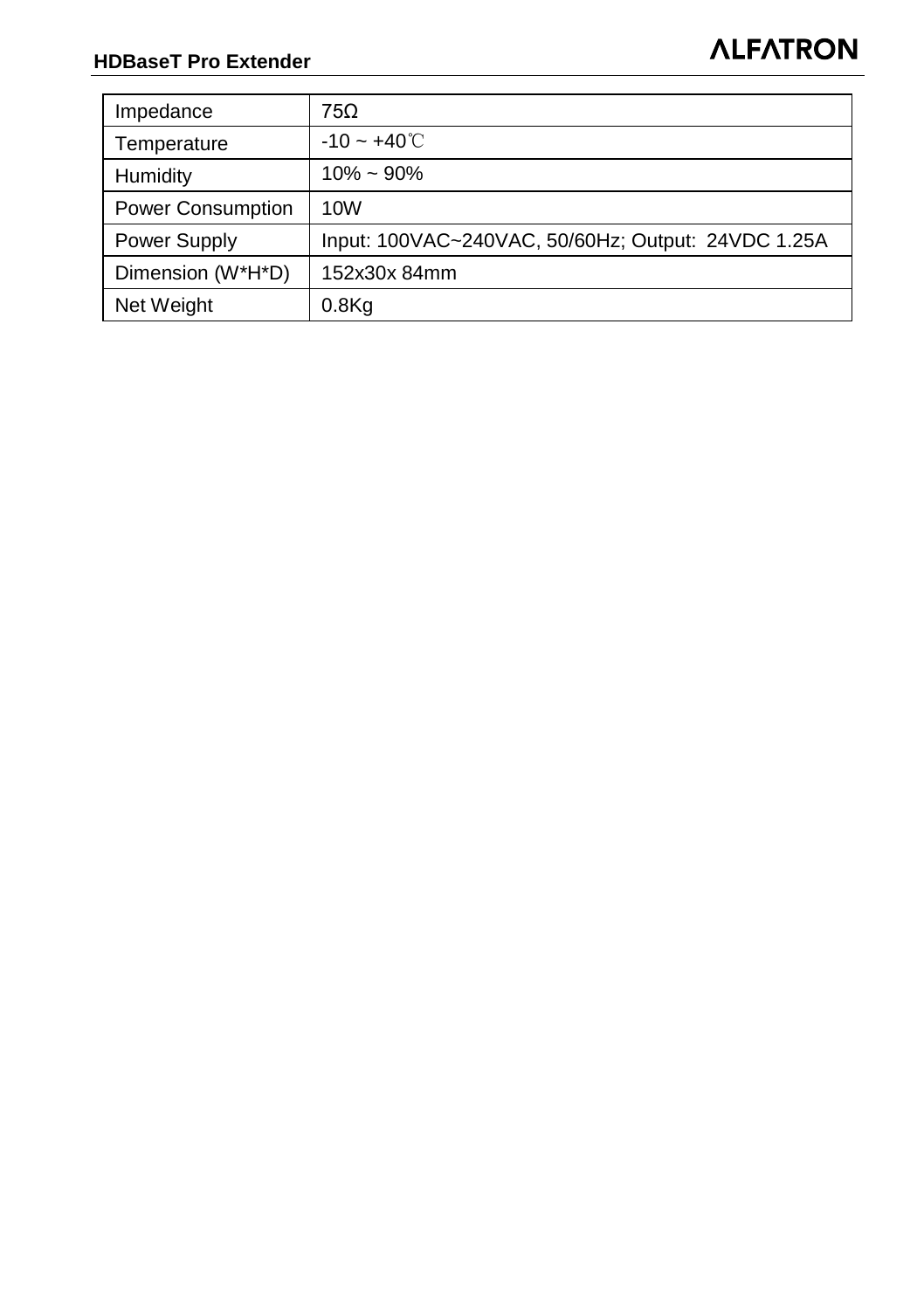| | |
|---|---|
| Impedance | 75Ω |
| Temperature | -10 ~ +40℃ |
| Humidity | 10% ~ 90% |
| Power Consumption | 10W |
| Power Supply | Input: 100VAC~240VAC, 50/60Hz; Output: 24VDC 1.25A |
| Dimension (W*H*D) | 152x30x 84mm |
| Net Weight | 0.8Kg |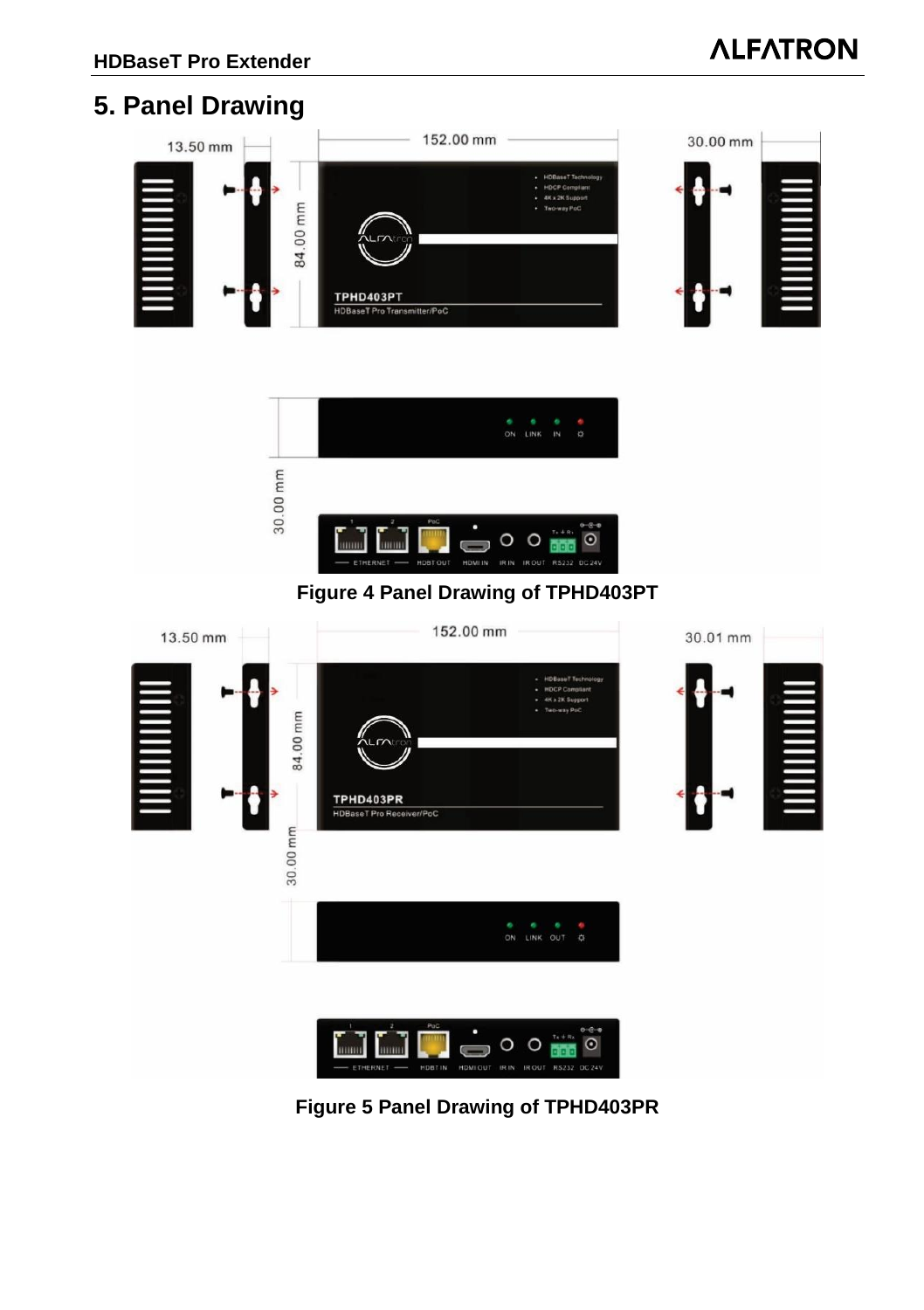# 5. Panel Drawing

13.50 mm

152.00 mm

30.00 mm

84.00 mm

- HDBaseT Technology
- HDCP Compliant
- 4K x 2K Support
- Two-way PoC

TPHD403PT

HDBaseT Pro Transmitter/PoC

ON LINK IN

30.00 mm

ETHERNET HDBT OUT HDMI IN IR IN IR OUT RS232 DC 24V

Figure 4 Panel Drawing of TPHD403PT

13.50 mm

152.00 mm

30.01 mm

84.00 mm

- HDBaseT Technology
- HDCP Compliant
- 4K x 2K Support
- Two-way PoC

TPHD403PR

HDBaseT Pro Receiver/PoC

30.00 mm

ON LINK OUT

ETHERNET HDBT IN HDMI OUT IR IN IR OUT RS232 DC 24V

Figure 5 Panel Drawing of TPHD403PR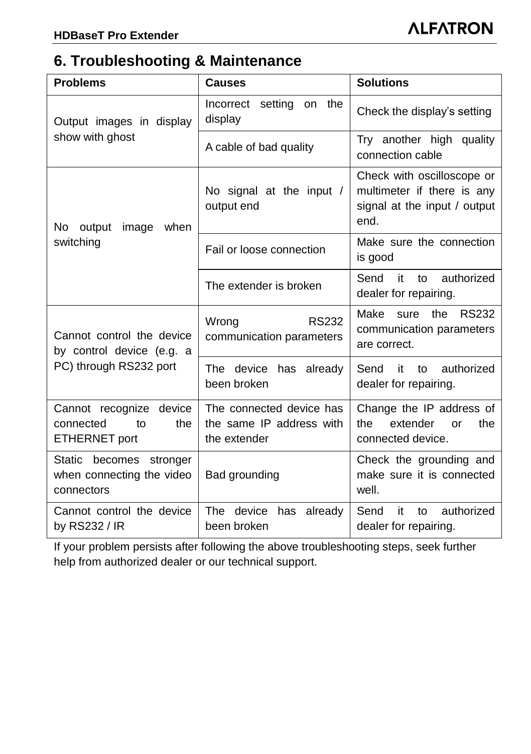# 6. Troubleshooting & Maintenance

| Problems | Causes | Solutions |
|---|---|---|
| Output images in display show with ghost | Incorrect setting on the display | Check the display's setting |
| | A cable of bad quality | Try another high quality connection cable |
| No output image when switching | No signal at the input / output end | Check with oscilloscope or multimeter if there is any signal at the input / output end. |
| | Fail or loose connection | Make sure the connection is good |
| | The extender is broken | Send it to authorized dealer for repairing. |
| Cannot control the device by control device (e.g. a PC) through RS232 port | Wrong RS232 communication parameters | Make sure the RS232 communication parameters are correct. |
| | The device has already been broken | Send it to authorized dealer for repairing. |
| Cannot recognize device connected to the ETHERNET port | The connected device has the same IP address with the extender | Change the IP address of the extender or the connected device. |
| Static becomes stronger when connecting the video connectors | Bad grounding | Check the grounding and make sure it is connected well. |
| Cannot control the device by RS232 / IR | The device has already been broken | Send it to authorized dealer for repairing. |

If your problem persists after following the above troubleshooting steps, seek further help from authorized dealer or our technical support.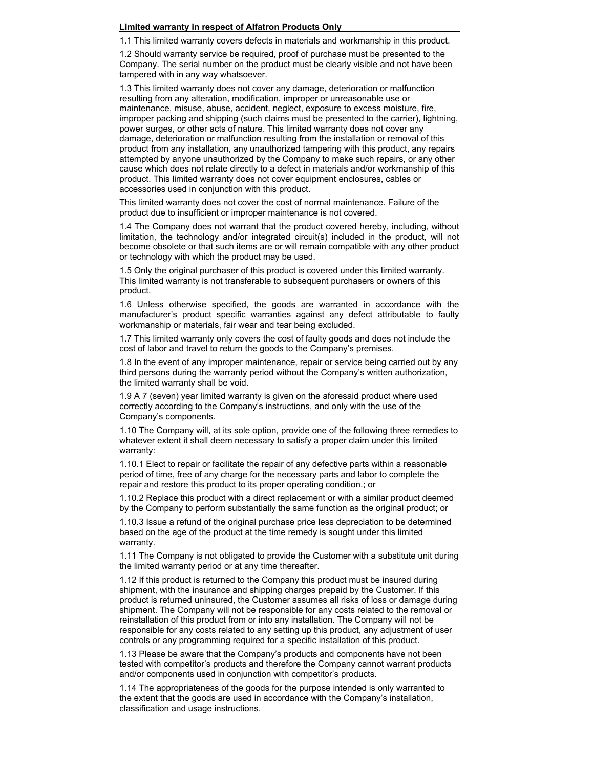**Limited warranty in respect of Alfatron Products Only**

1.1 This limited warranty covers defects in materials and workmanship in this product.

1.2 Should warranty service be required, proof of purchase must be presented to the Company. The serial number on the product must be clearly visible and not have been tampered with in any way whatsoever.

1.3 This limited warranty does not cover any damage, deterioration or malfunction resulting from any alteration, modification, improper or unreasonable use or maintenance, misuse, abuse, accident, neglect, exposure to excess moisture, fire, improper packing and shipping (such claims must be presented to the carrier), lightning, power surges, or other acts of nature. This limited warranty does not cover any damage, deterioration or malfunction resulting from the installation or removal of this product from any installation, any unauthorized tampering with this product, any repairs attempted by anyone unauthorized by the Company to make such repairs, or any other cause which does not relate directly to a defect in materials and/or workmanship of this product. This limited warranty does not cover equipment enclosures, cables or accessories used in conjunction with this product.

This limited warranty does not cover the cost of normal maintenance. Failure of the product due to insufficient or improper maintenance is not covered.

1.4 The Company does not warrant that the product covered hereby, including, without limitation, the technology and/or integrated circuit(s) included in the product, will not become obsolete or that such items are or will remain compatible with any other product or technology with which the product may be used.

1.5 Only the original purchaser of this product is covered under this limited warranty. This limited warranty is not transferable to subsequent purchasers or owners of this product.

1.6 Unless otherwise specified, the goods are warranted in accordance with the manufacturer's product specific warranties against any defect attributable to faulty workmanship or materials, fair wear and tear being excluded.

1.7 This limited warranty only covers the cost of faulty goods and does not include the cost of labor and travel to return the goods to the Company's premises.

1.8 In the event of any improper maintenance, repair or service being carried out by any third persons during the warranty period without the Company's written authorization, the limited warranty shall be void.

1.9 A 7 (seven) year limited warranty is given on the aforesaid product where used correctly according to the Company's instructions, and only with the use of the Company's components.

1.10 The Company will, at its sole option, provide one of the following three remedies to whatever extent it shall deem necessary to satisfy a proper claim under this limited warranty:

1.10.1 Elect to repair or facilitate the repair of any defective parts within a reasonable period of time, free of any charge for the necessary parts and labor to complete the repair and restore this product to its proper operating condition.; or

1.10.2 Replace this product with a direct replacement or with a similar product deemed by the Company to perform substantially the same function as the original product; or

1.10.3 Issue a refund of the original purchase price less depreciation to be determined based on the age of the product at the time remedy is sought under this limited warranty.

1.11 The Company is not obligated to provide the Customer with a substitute unit during the limited warranty period or at any time thereafter.

1.12 If this product is returned to the Company this product must be insured during shipment, with the insurance and shipping charges prepaid by the Customer. If this product is returned uninsured, the Customer assumes all risks of loss or damage during shipment. The Company will not be responsible for any costs related to the removal or reinstallation of this product from or into any installation. The Company will not be responsible for any costs related to any setting up this product, any adjustment of user controls or any programming required for a specific installation of this product.

1.13 Please be aware that the Company's products and components have not been tested with competitor's products and therefore the Company cannot warrant products and/or components used in conjunction with competitor's products.

1.14 The appropriateness of the goods for the purpose intended is only warranted to the extent that the goods are used in accordance with the Company's installation, classification and usage instructions.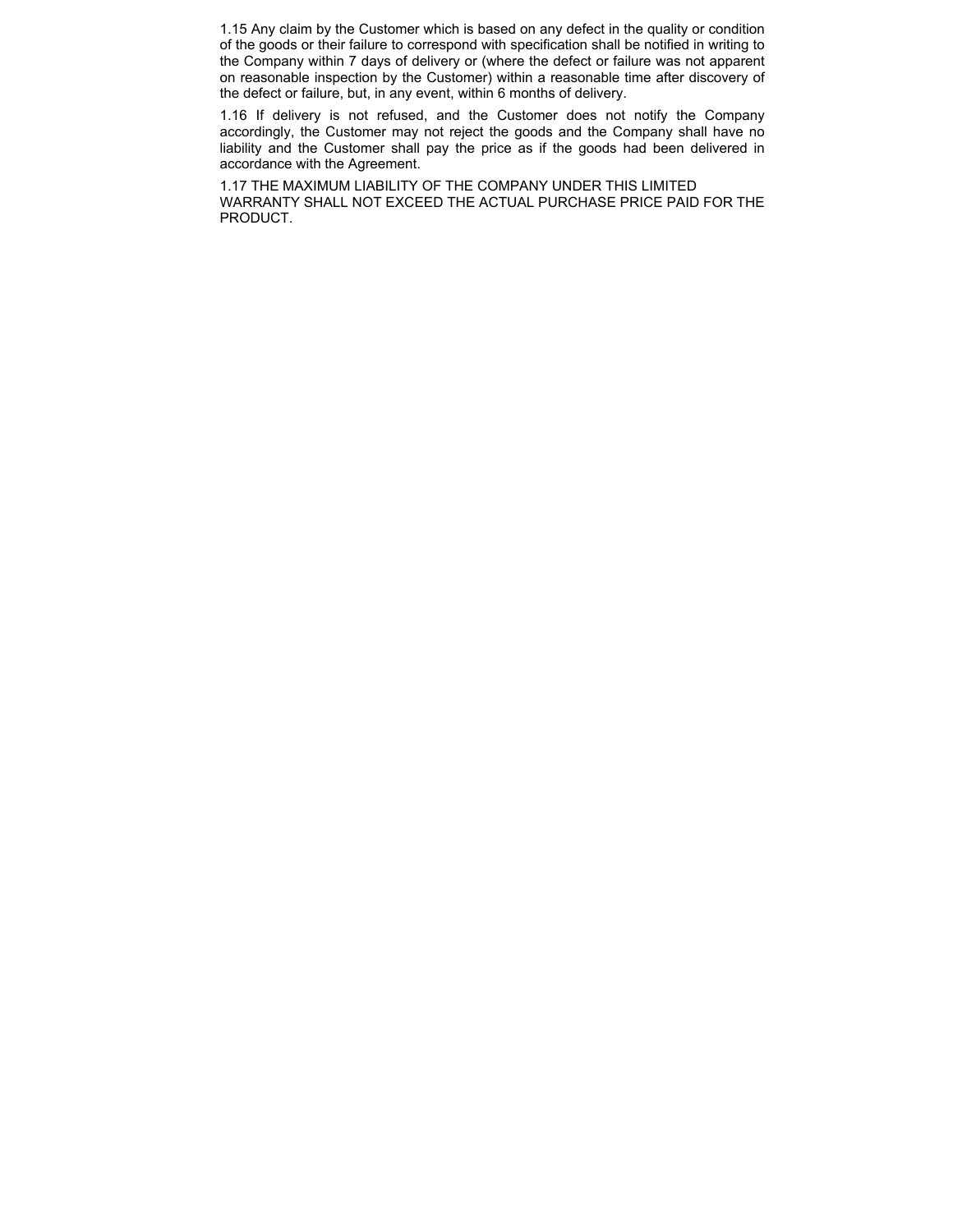1.15 Any claim by the Customer which is based on any defect in the quality or condition of the goods or their failure to correspond with specification shall be notified in writing to the Company within 7 days of delivery or (where the defect or failure was not apparent on reasonable inspection by the Customer) within a reasonable time after discovery of the defect or failure, but, in any event, within 6 months of delivery.

1.16 If delivery is not refused, and the Customer does not notify the Company accordingly, the Customer may not reject the goods and the Company shall have no liability and the Customer shall pay the price as if the goods had been delivered in accordance with the Agreement.

1.17 THE MAXIMUM LIABILITY OF THE COMPANY UNDER THIS LIMITED WARRANTY SHALL NOT EXCEED THE ACTUAL PURCHASE PRICE PAID FOR THE PRODUCT.